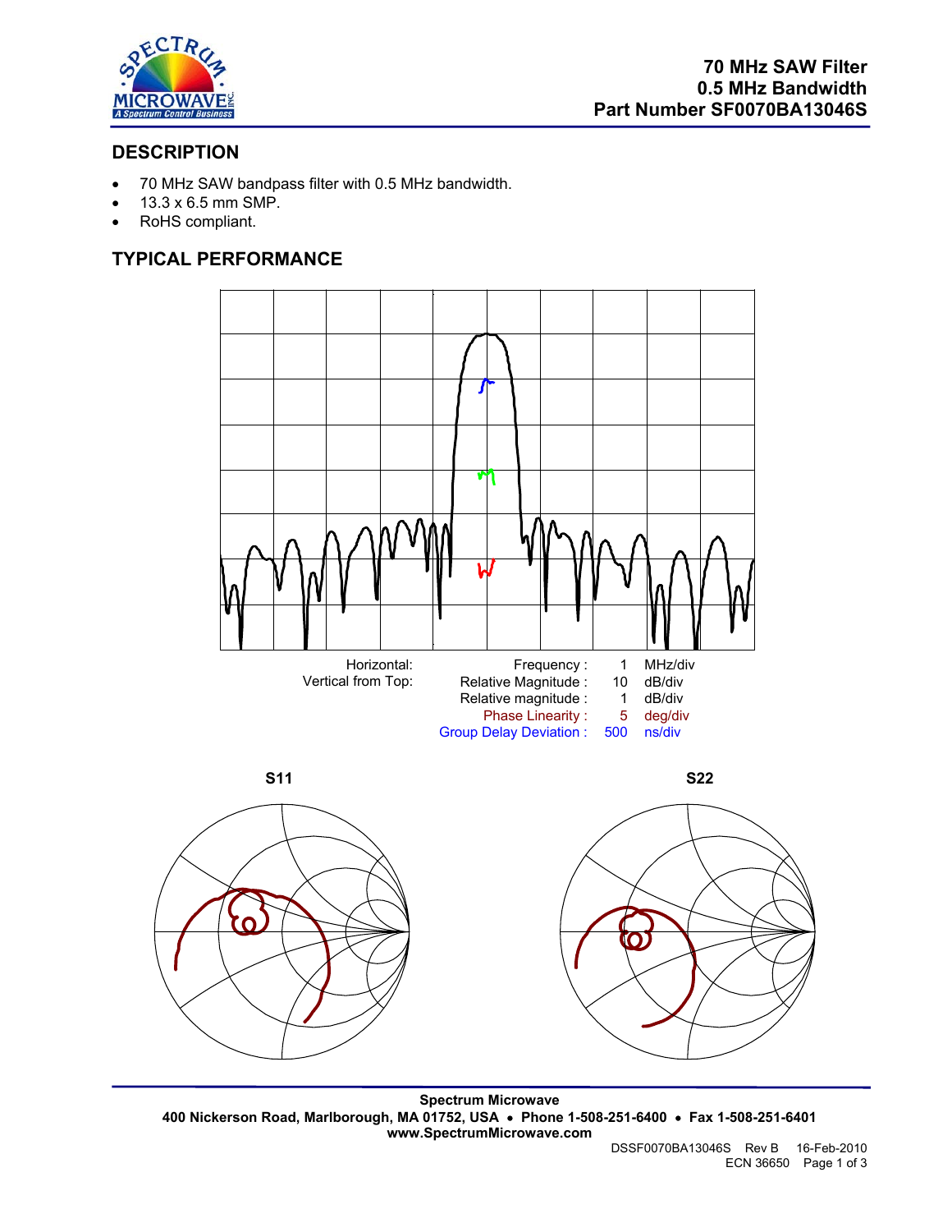# 70 MHz SAW Filter
# 0.5 MHz Bandwidth
# Part Number SF0070BA13046S

## DESCRIPTION

- 70 MHz SAW bandpass filter with 0.5 MHz bandwidth.
- 13.3 x 6.5 mm SMP.
- RoHS compliant.

## TYPICAL PERFORMANCE

| Horizontal: | Frequency : | 1 | MHz/div |
|---|---|---|---|
| Vertical from Top: | Relative Magnitude : | 10 | dB/div |
| | Relative magnitude : | 1 | dB/div |
| | Phase Linearity : | 5 | deg/div |
| | Group Delay Deviation : | 500 | ns/div |

S11

S22

Spectrum Microwave
400 Nickerson Road, Marlborough, MA 01752, USA • Phone 1-508-251-6400 • Fax 1-508-251-6401
www.SpectrumMicrowave.com

DSSF0070BA13046S Rev B 16-Feb-2010
ECN 36650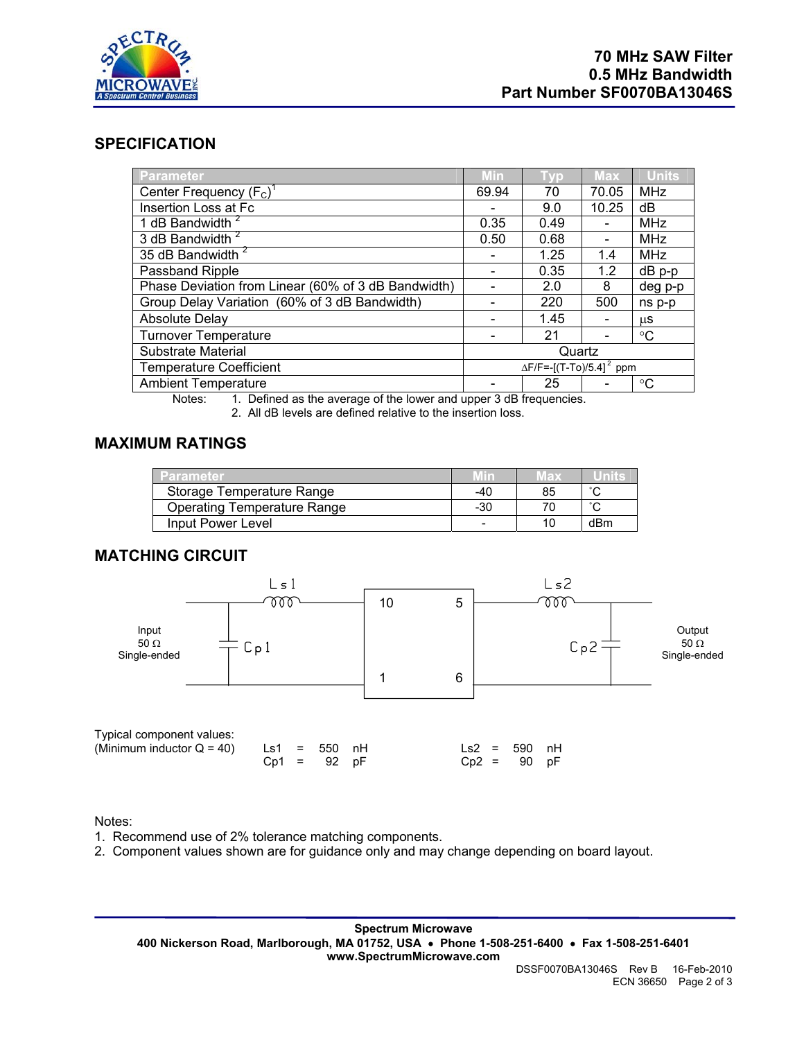# 70 MHz SAW Filter
# 0.5 MHz Bandwidth
# Part Number SF0070BA13046S

## SPECIFICATION

| Parameter | Min | Typ | Max | Units |
|---|---|---|---|---|
| Center Frequency ($F_C$)[1] | 69.94 | 70 | 70.05 | MHz |
| Insertion Loss at Fc | - | 9.0 | 10.25 | dB |
| 1 dB Bandwidth [2] | 0.35 | 0.49 | - | MHz |
| 3 dB Bandwidth [2] | 0.50 | 0.68 | - | MHz |
| 35 dB Bandwidth [2] | - | 1.25 | 1.4 | MHz |
| Passband Ripple | - | 0.35 | 1.2 | dB p-p |
| Phase Deviation from Linear (60% of 3 dB Bandwidth) | - | 2.0 | 8 | deg p-p |
| Group Delay Variation (60% of 3 dB Bandwidth) | - | 220 | 500 | ns p-p |
| Absolute Delay | - | 1.45 | - | µs |
| Turnover Temperature | - | 21 | - | °C |
| Substrate Material | Quartz | | | |
| Temperature Coefficient | $\Delta F/F = -[(T-To)/5.4]^2$ ppm | | | |
| Ambient Temperature | - | 25 | - | °C |

Notes:
1. Defined as the average of the lower and upper 3 dB frequencies.
2. All dB levels are defined relative to the insertion loss.

## MAXIMUM RATINGS

| Parameter | Min | Max | Units |
|---|---|---|---|
| Storage Temperature Range | -40 | 85 | °C |
| Operating Temperature Range | -30 | 70 | °C |
| Input Power Level | - | 10 | dBm |

## MATCHING CIRCUIT

Input 50 Ω Single-ended — Cp1 (shunt) — Ls1 (series) — pins 10 / 1 — [filter] — pins 5 / 6 — Ls2 (series) — Cp2 (shunt) — Output 50 Ω Single-ended

Typical component values:
(Minimum inductor Q = 40)

| | | |
|---|---|---|
| Ls1 = 550 nH | | Ls2 = 590 nH |
| Cp1 = 92 pF | | Cp2 = 90 pF |

Notes:
1. Recommend use of 2% tolerance matching components.
2. Component values shown are for guidance only and may change depending on board layout.

**Spectrum Microwave**
**400 Nickerson Road, Marlborough, MA 01752, USA • Phone 1-508-251-6400 • Fax 1-508-251-6401**
**www.SpectrumMicrowave.com**

DSSF0070BA13046S Rev B 16-Feb-2010
ECN 36650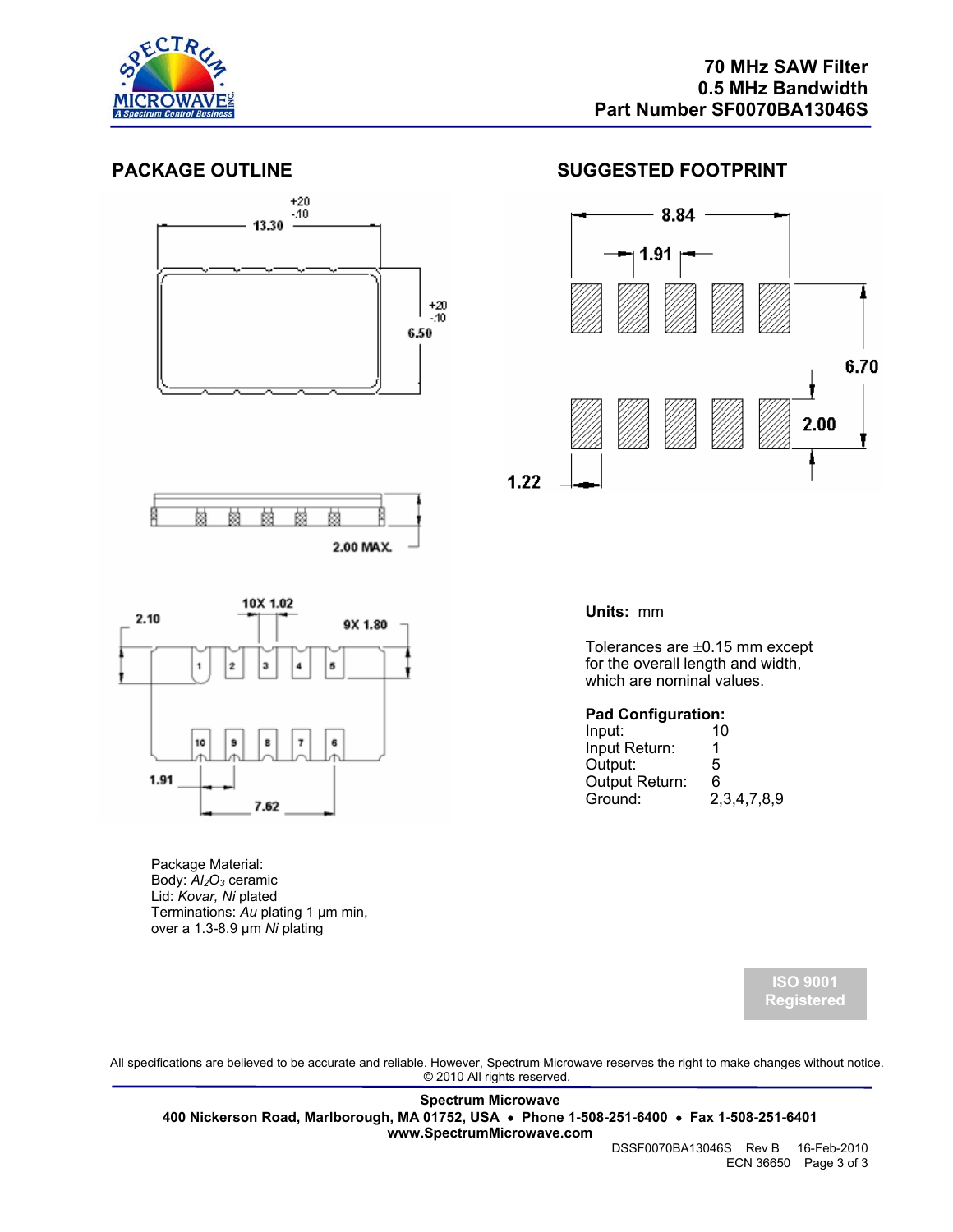# 70 MHz SAW Filter
# 0.5 MHz Bandwidth
# Part Number SF0070BA13046S

## PACKAGE OUTLINE

13.30 +20 -10

6.50 +20 -10

2.00 MAX.

2.10

10X 1.02

9X 1.80

1 2 3 4 5

10 9 8 7 6

1.91

7.62

## SUGGESTED FOOTPRINT

8.84

1.91

6.70

2.00

1.22

**Units:** mm

Tolerances are ±0.15 mm except for the overall length and width, which are nominal values.

**Pad Configuration:**

| | |
|---|---|
| Input: | 10 |
| Input Return: | 1 |
| Output: | 5 |
| Output Return: | 6 |
| Ground: | 2,3,4,7,8,9 |

Package Material:
Body: *$Al_2O_3$* ceramic
Lid: *Kovar, Ni* plated
Terminations: *Au* plating 1 µm min, over a 1.3-8.9 µm *Ni* plating

ISO 9001 Registered

All specifications are believed to be accurate and reliable. However, Spectrum Microwave reserves the right to make changes without notice.
© 2010 All rights reserved.

**Spectrum Microwave**
**400 Nickerson Road, Marlborough, MA 01752, USA • Phone 1-508-251-6400 • Fax 1-508-251-6401**
**www.SpectrumMicrowave.com**

DSSF0070BA13046S Rev B 16-Feb-2010
ECN 36650